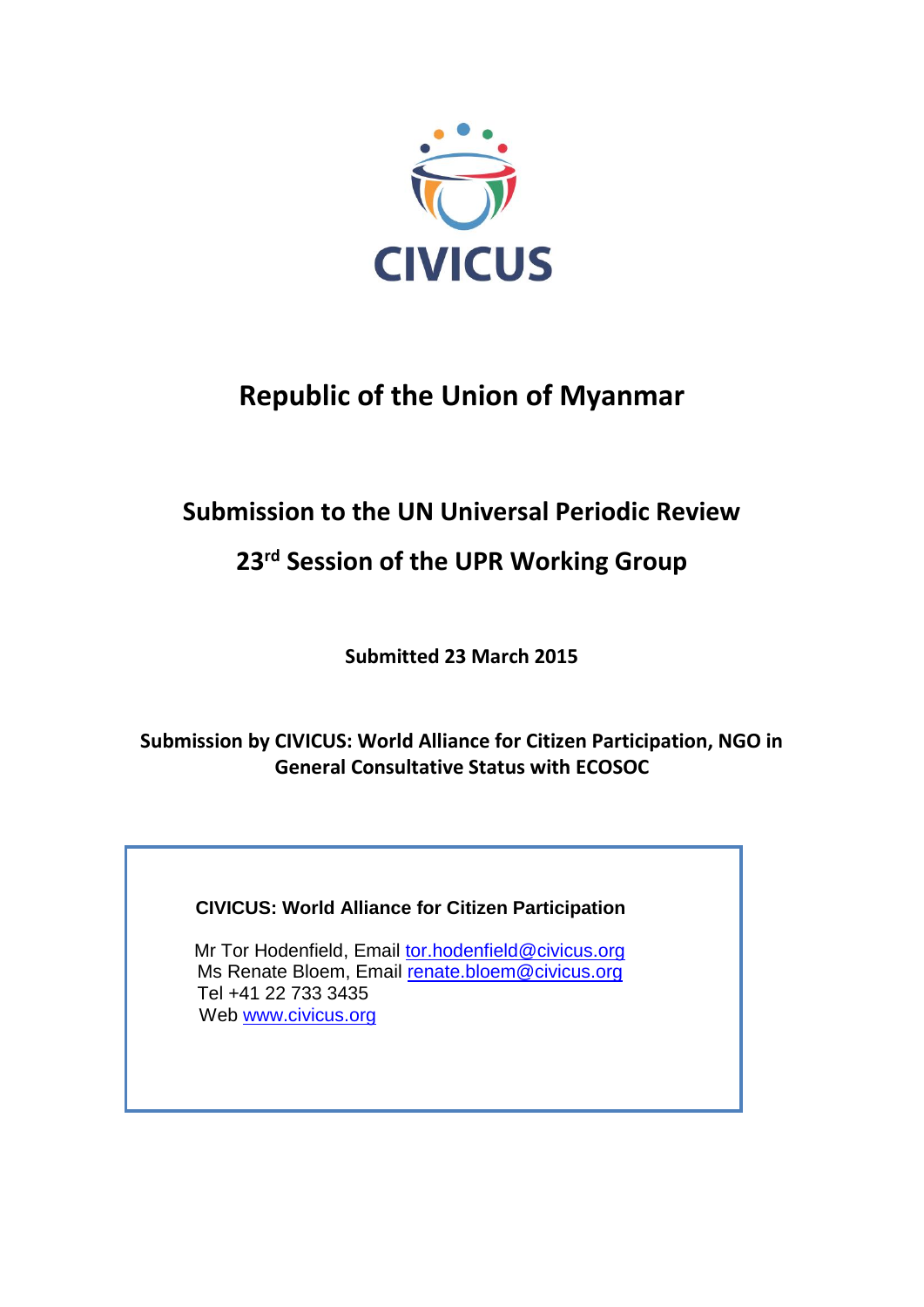CIVICUS

# Republic of the Union of Myanmar

## Submission to the UN Universal Periodic Review

## 23rd Session of the UPR Working Group

**Submitted 23 March 2015**

**Submission by CIVICUS: World Alliance for Citizen Participation, NGO in General Consultative Status with ECOSOC**

**CIVICUS: World Alliance for Citizen Participation**

Mr Tor Hodenfield, Email tor.hodenfield@civicus.org
Ms Renate Bloem, Email renate.bloem@civicus.org
Tel +41 22 733 3435
Web www.civicus.org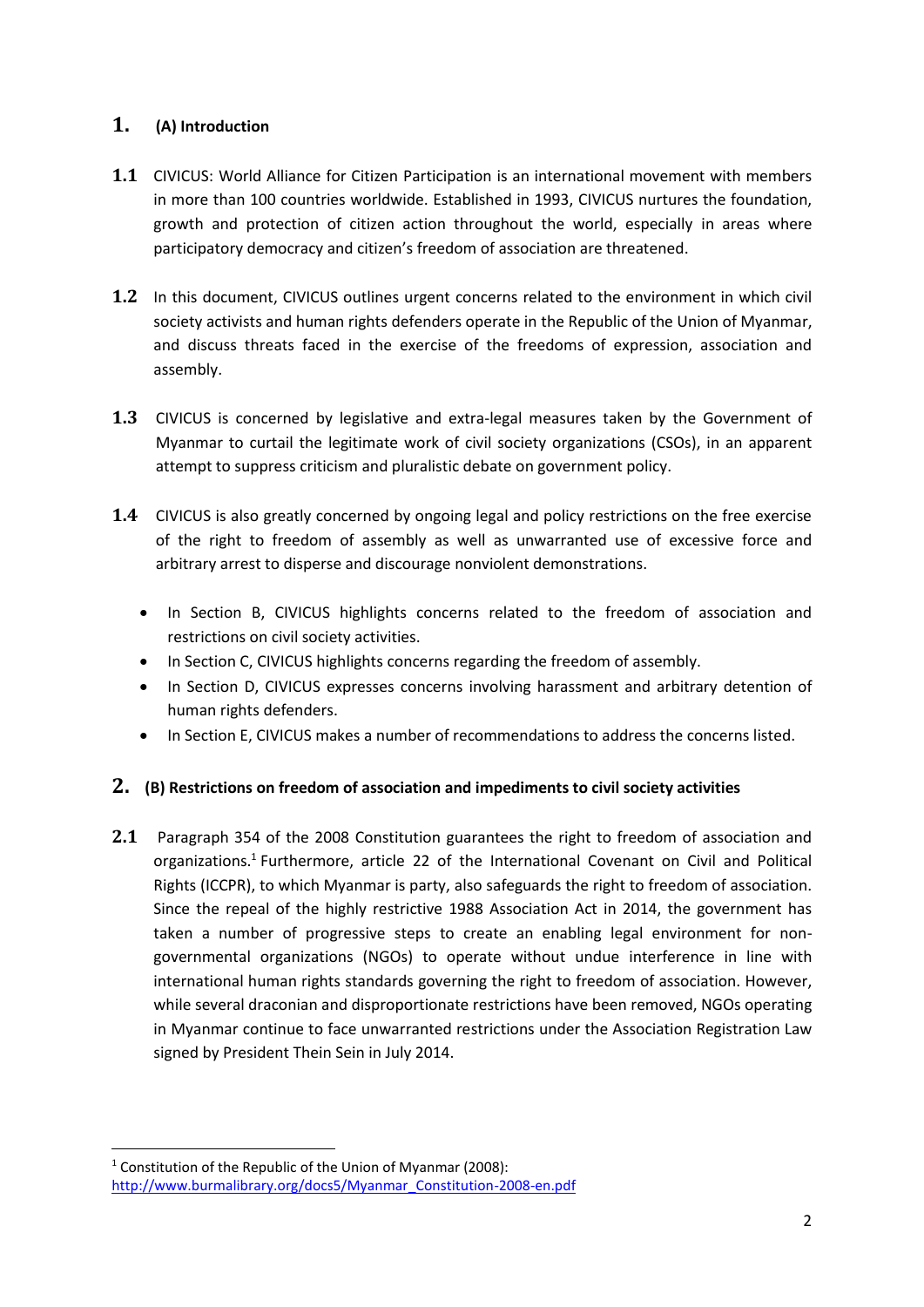## 1. (A) Introduction

**1.1** CIVICUS: World Alliance for Citizen Participation is an international movement with members in more than 100 countries worldwide. Established in 1993, CIVICUS nurtures the foundation, growth and protection of citizen action throughout the world, especially in areas where participatory democracy and citizen's freedom of association are threatened.

**1.2** In this document, CIVICUS outlines urgent concerns related to the environment in which civil society activists and human rights defenders operate in the Republic of the Union of Myanmar, and discuss threats faced in the exercise of the freedoms of expression, association and assembly.

**1.3** CIVICUS is concerned by legislative and extra-legal measures taken by the Government of Myanmar to curtail the legitimate work of civil society organizations (CSOs), in an apparent attempt to suppress criticism and pluralistic debate on government policy.

**1.4** CIVICUS is also greatly concerned by ongoing legal and policy restrictions on the free exercise of the right to freedom of assembly as well as unwarranted use of excessive force and arbitrary arrest to disperse and discourage nonviolent demonstrations.

- In Section B, CIVICUS highlights concerns related to the freedom of association and restrictions on civil society activities.
- In Section C, CIVICUS highlights concerns regarding the freedom of assembly.
- In Section D, CIVICUS expresses concerns involving harassment and arbitrary detention of human rights defenders.
- In Section E, CIVICUS makes a number of recommendations to address the concerns listed.

## 2. (B) Restrictions on freedom of association and impediments to civil society activities

**2.1** Paragraph 354 of the 2008 Constitution guarantees the right to freedom of association and organizations.[1] Furthermore, article 22 of the International Covenant on Civil and Political Rights (ICCPR), to which Myanmar is party, also safeguards the right to freedom of association. Since the repeal of the highly restrictive 1988 Association Act in 2014, the government has taken a number of progressive steps to create an enabling legal environment for non-governmental organizations (NGOs) to operate without undue interference in line with international human rights standards governing the right to freedom of association. However, while several draconian and disproportionate restrictions have been removed, NGOs operating in Myanmar continue to face unwarranted restrictions under the Association Registration Law signed by President Thein Sein in July 2014.

[1] Constitution of the Republic of the Union of Myanmar (2008): http://www.burmalibrary.org/docs5/Myanmar_Constitution-2008-en.pdf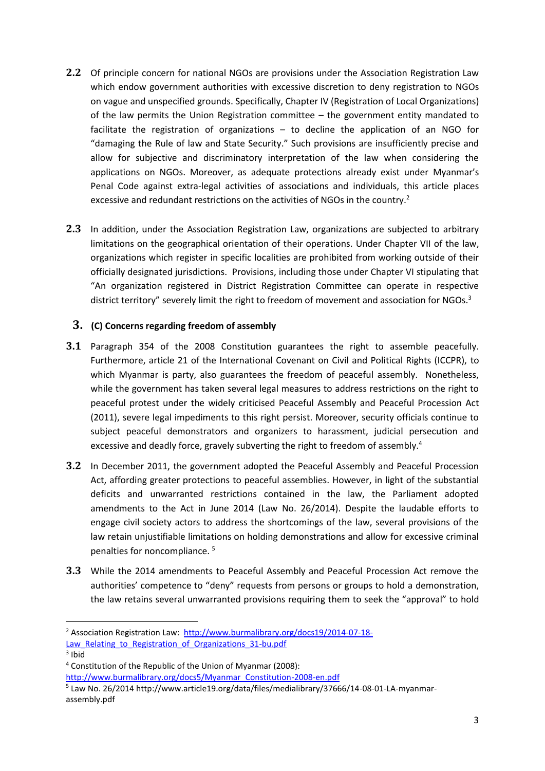**2.2** Of principle concern for national NGOs are provisions under the Association Registration Law which endow government authorities with excessive discretion to deny registration to NGOs on vague and unspecified grounds. Specifically, Chapter IV (Registration of Local Organizations) of the law permits the Union Registration committee – the government entity mandated to facilitate the registration of organizations – to decline the application of an NGO for "damaging the Rule of law and State Security." Such provisions are insufficiently precise and allow for subjective and discriminatory interpretation of the law when considering the applications on NGOs. Moreover, as adequate protections already exist under Myanmar's Penal Code against extra-legal activities of associations and individuals, this article places excessive and redundant restrictions on the activities of NGOs in the country.[2]

**2.3** In addition, under the Association Registration Law, organizations are subjected to arbitrary limitations on the geographical orientation of their operations. Under Chapter VII of the law, organizations which register in specific localities are prohibited from working outside of their officially designated jurisdictions. Provisions, including those under Chapter VI stipulating that "An organization registered in District Registration Committee can operate in respective district territory" severely limit the right to freedom of movement and association for NGOs.[3]

## 3. (C) Concerns regarding freedom of assembly

**3.1** Paragraph 354 of the 2008 Constitution guarantees the right to assemble peacefully. Furthermore, article 21 of the International Covenant on Civil and Political Rights (ICCPR), to which Myanmar is party, also guarantees the freedom of peaceful assembly. Nonetheless, while the government has taken several legal measures to address restrictions on the right to peaceful protest under the widely criticised Peaceful Assembly and Peaceful Procession Act (2011), severe legal impediments to this right persist. Moreover, security officials continue to subject peaceful demonstrators and organizers to harassment, judicial persecution and excessive and deadly force, gravely subverting the right to freedom of assembly.[4]

**3.2** In December 2011, the government adopted the Peaceful Assembly and Peaceful Procession Act, affording greater protections to peaceful assemblies. However, in light of the substantial deficits and unwarranted restrictions contained in the law, the Parliament adopted amendments to the Act in June 2014 (Law No. 26/2014). Despite the laudable efforts to engage civil society actors to address the shortcomings of the law, several provisions of the law retain unjustifiable limitations on holding demonstrations and allow for excessive criminal penalties for noncompliance.[5]

**3.3** While the 2014 amendments to Peaceful Assembly and Peaceful Procession Act remove the authorities' competence to "deny" requests from persons or groups to hold a demonstration, the law retains several unwarranted provisions requiring them to seek the "approval" to hold

---

[2] Association Registration Law: http://www.burmalibrary.org/docs19/2014-07-18-Law_Relating_to_Registration_of_Organizations_31-bu.pdf

[3] Ibid

[4] Constitution of the Republic of the Union of Myanmar (2008): http://www.burmalibrary.org/docs5/Myanmar_Constitution-2008-en.pdf

[5] Law No. 26/2014 http://www.article19.org/data/files/medialibrary/37666/14-08-01-LA-myanmar-assembly.pdf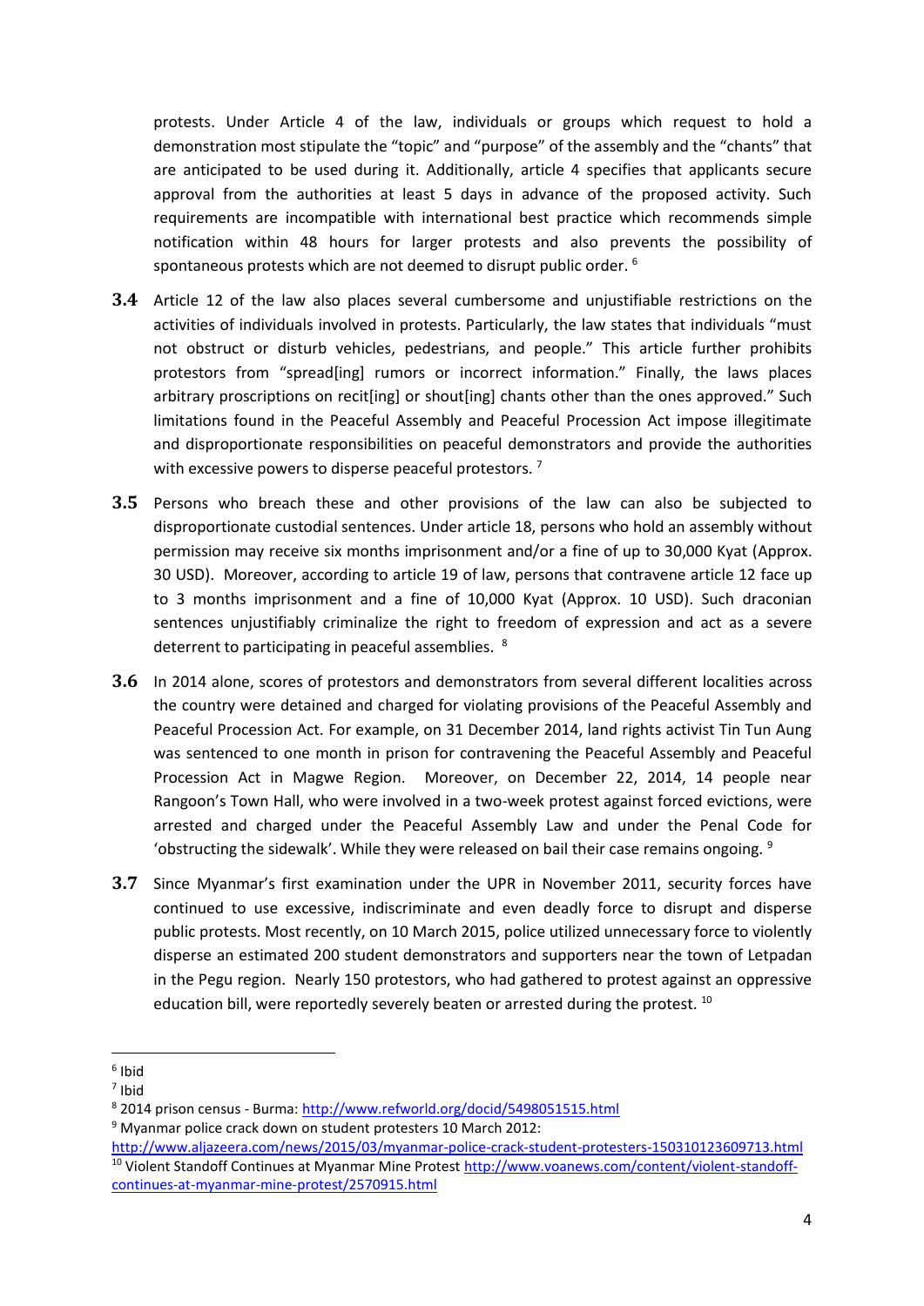protests. Under Article 4 of the law, individuals or groups which request to hold a demonstration most stipulate the "topic" and "purpose" of the assembly and the "chants" that are anticipated to be used during it. Additionally, article 4 specifies that applicants secure approval from the authorities at least 5 days in advance of the proposed activity. Such requirements are incompatible with international best practice which recommends simple notification within 48 hours for larger protests and also prevents the possibility of spontaneous protests which are not deemed to disrupt public order. [6]

**3.4** Article 12 of the law also places several cumbersome and unjustifiable restrictions on the activities of individuals involved in protests. Particularly, the law states that individuals "must not obstruct or disturb vehicles, pedestrians, and people." This article further prohibits protestors from "spread[ing] rumors or incorrect information." Finally, the laws places arbitrary proscriptions on recit[ing] or shout[ing] chants other than the ones approved." Such limitations found in the Peaceful Assembly and Peaceful Procession Act impose illegitimate and disproportionate responsibilities on peaceful demonstrators and provide the authorities with excessive powers to disperse peaceful protestors. [7]

**3.5** Persons who breach these and other provisions of the law can also be subjected to disproportionate custodial sentences. Under article 18, persons who hold an assembly without permission may receive six months imprisonment and/or a fine of up to 30,000 Kyat (Approx. 30 USD). Moreover, according to article 19 of law, persons that contravene article 12 face up to 3 months imprisonment and a fine of 10,000 Kyat (Approx. 10 USD). Such draconian sentences unjustifiably criminalize the right to freedom of expression and act as a severe deterrent to participating in peaceful assemblies. [8]

**3.6** In 2014 alone, scores of protestors and demonstrators from several different localities across the country were detained and charged for violating provisions of the Peaceful Assembly and Peaceful Procession Act. For example, on 31 December 2014, land rights activist Tin Tun Aung was sentenced to one month in prison for contravening the Peaceful Assembly and Peaceful Procession Act in Magwe Region. Moreover, on December 22, 2014, 14 people near Rangoon's Town Hall, who were involved in a two-week protest against forced evictions, were arrested and charged under the Peaceful Assembly Law and under the Penal Code for 'obstructing the sidewalk'. While they were released on bail their case remains ongoing. [9]

**3.7** Since Myanmar's first examination under the UPR in November 2011, security forces have continued to use excessive, indiscriminate and even deadly force to disrupt and disperse public protests. Most recently, on 10 March 2015, police utilized unnecessary force to violently disperse an estimated 200 student demonstrators and supporters near the town of Letpadan in the Pegu region. Nearly 150 protestors, who had gathered to protest against an oppressive education bill, were reportedly severely beaten or arrested during the protest. [10]

---

[6] Ibid

[7] Ibid

[8] 2014 prison census - Burma: http://www.refworld.org/docid/5498051515.html

[9] Myanmar police crack down on student protesters 10 March 2012: http://www.aljazeera.com/news/2015/03/myanmar-police-crack-student-protesters-150310123609713.html

[10] Violent Standoff Continues at Myanmar Mine Protest http://www.voanews.com/content/violent-standoff-continues-at-myanmar-mine-protest/2570915.html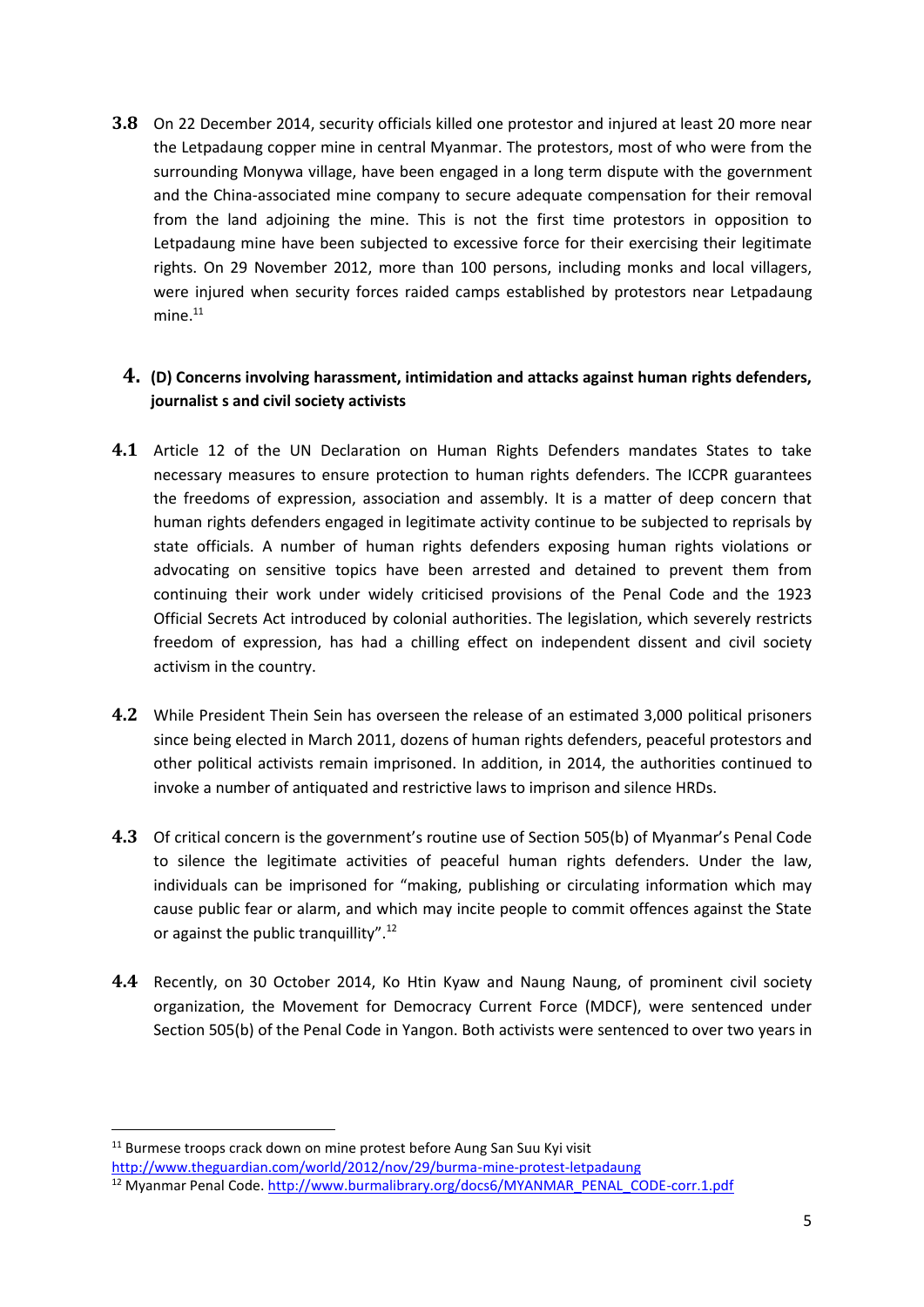**3.8** On 22 December 2014, security officials killed one protestor and injured at least 20 more near the Letpadaung copper mine in central Myanmar. The protestors, most of who were from the surrounding Monywa village, have been engaged in a long term dispute with the government and the China-associated mine company to secure adequate compensation for their removal from the land adjoining the mine. This is not the first time protestors in opposition to Letpadaung mine have been subjected to excessive force for their exercising their legitimate rights. On 29 November 2012, more than 100 persons, including monks and local villagers, were injured when security forces raided camps established by protestors near Letpadaung mine.[11]

## 4. (D) Concerns involving harassment, intimidation and attacks against human rights defenders, journalist s and civil society activists

**4.1** Article 12 of the UN Declaration on Human Rights Defenders mandates States to take necessary measures to ensure protection to human rights defenders. The ICCPR guarantees the freedoms of expression, association and assembly. It is a matter of deep concern that human rights defenders engaged in legitimate activity continue to be subjected to reprisals by state officials. A number of human rights defenders exposing human rights violations or advocating on sensitive topics have been arrested and detained to prevent them from continuing their work under widely criticised provisions of the Penal Code and the 1923 Official Secrets Act introduced by colonial authorities. The legislation, which severely restricts freedom of expression, has had a chilling effect on independent dissent and civil society activism in the country.

**4.2** While President Thein Sein has overseen the release of an estimated 3,000 political prisoners since being elected in March 2011, dozens of human rights defenders, peaceful protestors and other political activists remain imprisoned. In addition, in 2014, the authorities continued to invoke a number of antiquated and restrictive laws to imprison and silence HRDs.

**4.3** Of critical concern is the government's routine use of Section 505(b) of Myanmar's Penal Code to silence the legitimate activities of peaceful human rights defenders. Under the law, individuals can be imprisoned for "making, publishing or circulating information which may cause public fear or alarm, and which may incite people to commit offences against the State or against the public tranquillity".[12]

**4.4** Recently, on 30 October 2014, Ko Htin Kyaw and Naung Naung, of prominent civil society organization, the Movement for Democracy Current Force (MDCF), were sentenced under Section 505(b) of the Penal Code in Yangon. Both activists were sentenced to over two years in

---

[11] Burmese troops crack down on mine protest before Aung San Suu Kyi visit http://www.theguardian.com/world/2012/nov/29/burma-mine-protest-letpadaung

[12] Myanmar Penal Code. http://www.burmalibrary.org/docs6/MYANMAR_PENAL_CODE-corr.1.pdf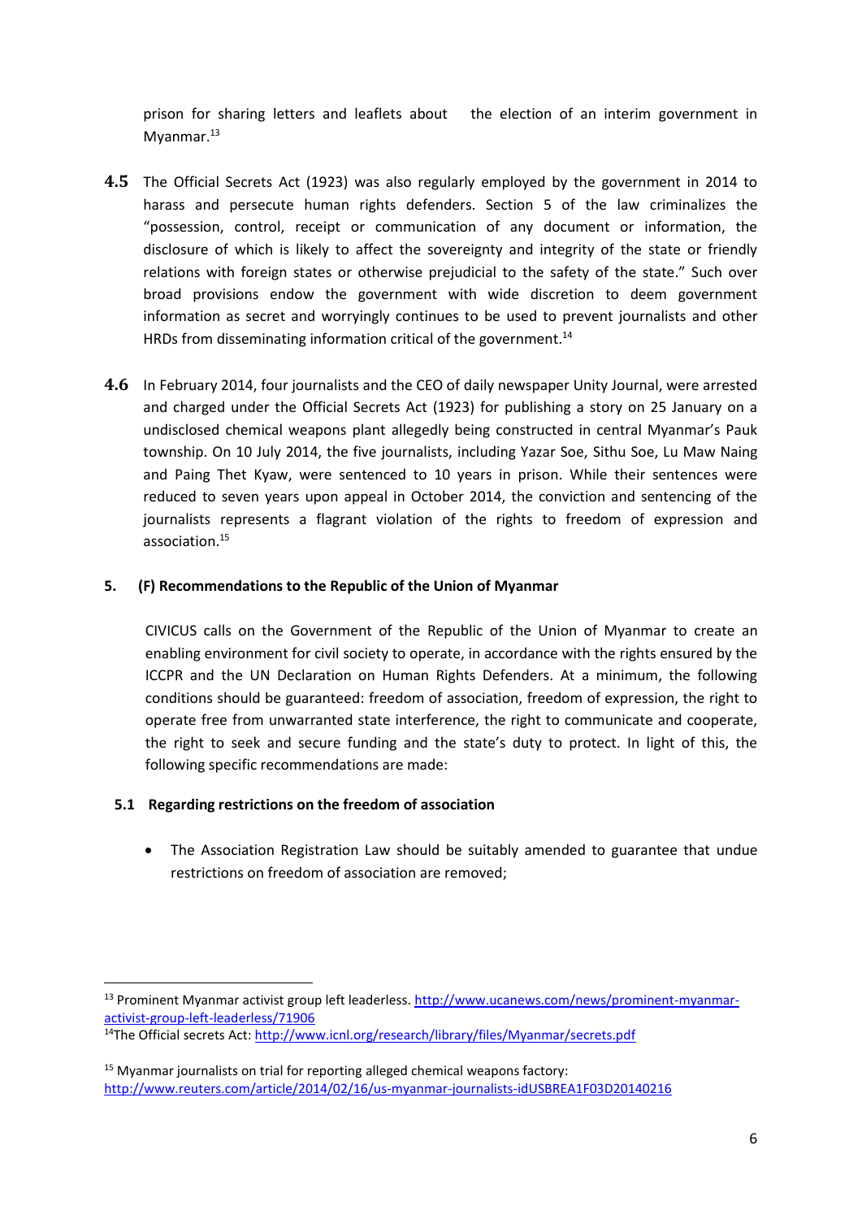prison for sharing letters and leaflets about the election of an interim government in Myanmar.[13]

**4.5** The Official Secrets Act (1923) was also regularly employed by the government in 2014 to harass and persecute human rights defenders. Section 5 of the law criminalizes the "possession, control, receipt or communication of any document or information, the disclosure of which is likely to affect the sovereignty and integrity of the state or friendly relations with foreign states or otherwise prejudicial to the safety of the state." Such over broad provisions endow the government with wide discretion to deem government information as secret and worryingly continues to be used to prevent journalists and other HRDs from disseminating information critical of the government.[14]

**4.6** In February 2014, four journalists and the CEO of daily newspaper Unity Journal, were arrested and charged under the Official Secrets Act (1923) for publishing a story on 25 January on a undisclosed chemical weapons plant allegedly being constructed in central Myanmar's Pauk township. On 10 July 2014, the five journalists, including Yazar Soe, Sithu Soe, Lu Maw Naing and Paing Thet Kyaw, were sentenced to 10 years in prison. While their sentences were reduced to seven years upon appeal in October 2014, the conviction and sentencing of the journalists represents a flagrant violation of the rights to freedom of expression and association.[15]

## 5. (F) Recommendations to the Republic of the Union of Myanmar

CIVICUS calls on the Government of the Republic of the Union of Myanmar to create an enabling environment for civil society to operate, in accordance with the rights ensured by the ICCPR and the UN Declaration on Human Rights Defenders. At a minimum, the following conditions should be guaranteed: freedom of association, freedom of expression, the right to operate free from unwarranted state interference, the right to communicate and cooperate, the right to seek and secure funding and the state's duty to protect. In light of this, the following specific recommendations are made:

### 5.1 Regarding restrictions on the freedom of association

- The Association Registration Law should be suitably amended to guarantee that undue restrictions on freedom of association are removed;

---

[13] Prominent Myanmar activist group left leaderless. http://www.ucanews.com/news/prominent-myanmar-activist-group-left-leaderless/71906

[14] The Official secrets Act: http://www.icnl.org/research/library/files/Myanmar/secrets.pdf

[15] Myanmar journalists on trial for reporting alleged chemical weapons factory: http://www.reuters.com/article/2014/02/16/us-myanmar-journalists-idUSBREA1F03D20140216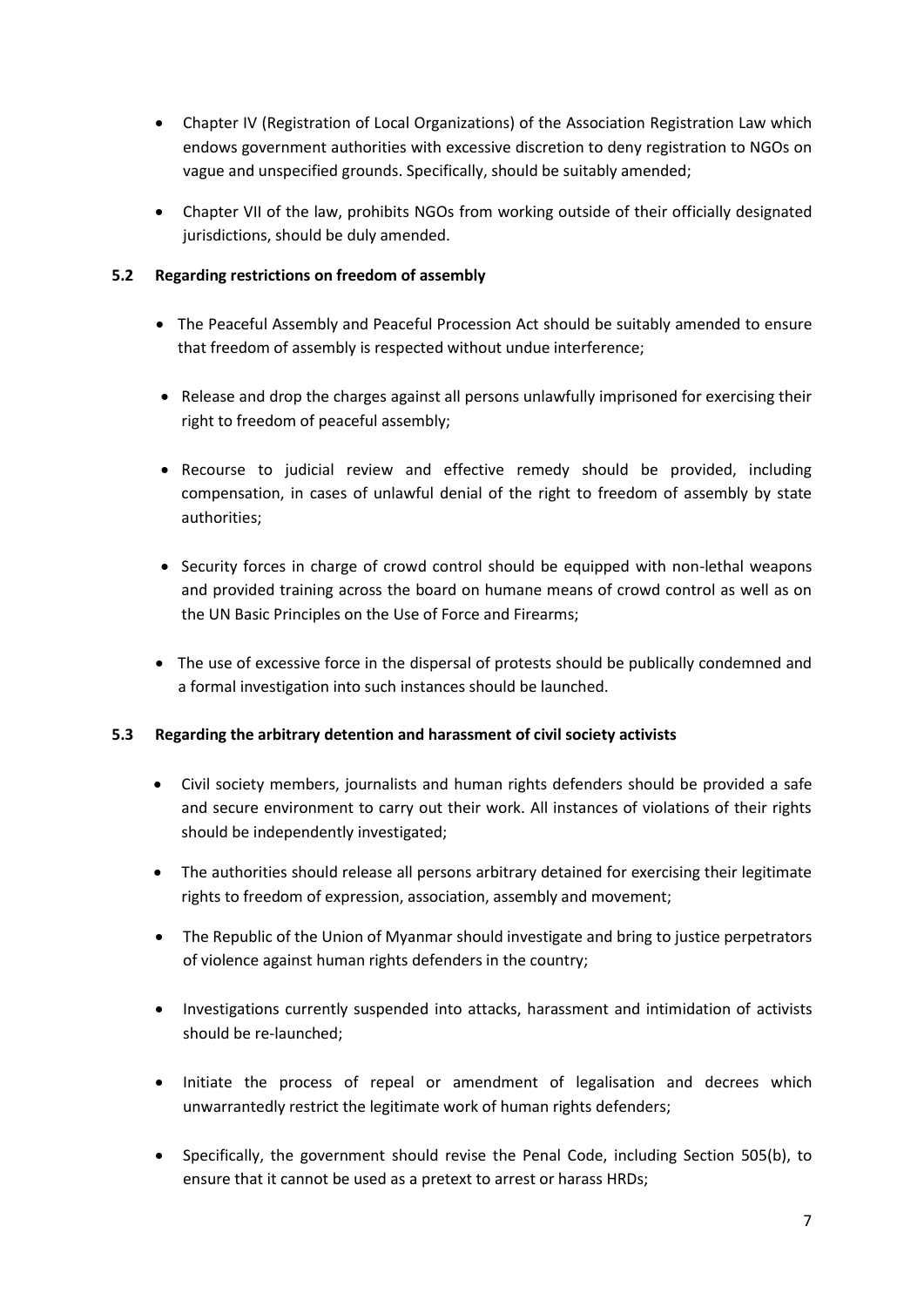- Chapter IV (Registration of Local Organizations) of the Association Registration Law which endows government authorities with excessive discretion to deny registration to NGOs on vague and unspecified grounds. Specifically, should be suitably amended;
- Chapter VII of the law, prohibits NGOs from working outside of their officially designated jurisdictions, should be duly amended.

### 5.2 Regarding restrictions on freedom of assembly

- The Peaceful Assembly and Peaceful Procession Act should be suitably amended to ensure that freedom of assembly is respected without undue interference;
- Release and drop the charges against all persons unlawfully imprisoned for exercising their right to freedom of peaceful assembly;
- Recourse to judicial review and effective remedy should be provided, including compensation, in cases of unlawful denial of the right to freedom of assembly by state authorities;
- Security forces in charge of crowd control should be equipped with non-lethal weapons and provided training across the board on humane means of crowd control as well as on the UN Basic Principles on the Use of Force and Firearms;
- The use of excessive force in the dispersal of protests should be publically condemned and a formal investigation into such instances should be launched.

### 5.3 Regarding the arbitrary detention and harassment of civil society activists

- Civil society members, journalists and human rights defenders should be provided a safe and secure environment to carry out their work. All instances of violations of their rights should be independently investigated;
- The authorities should release all persons arbitrary detained for exercising their legitimate rights to freedom of expression, association, assembly and movement;
- The Republic of the Union of Myanmar should investigate and bring to justice perpetrators of violence against human rights defenders in the country;
- Investigations currently suspended into attacks, harassment and intimidation of activists should be re-launched;
- Initiate the process of repeal or amendment of legalisation and decrees which unwarrantedly restrict the legitimate work of human rights defenders;
- Specifically, the government should revise the Penal Code, including Section 505(b), to ensure that it cannot be used as a pretext to arrest or harass HRDs;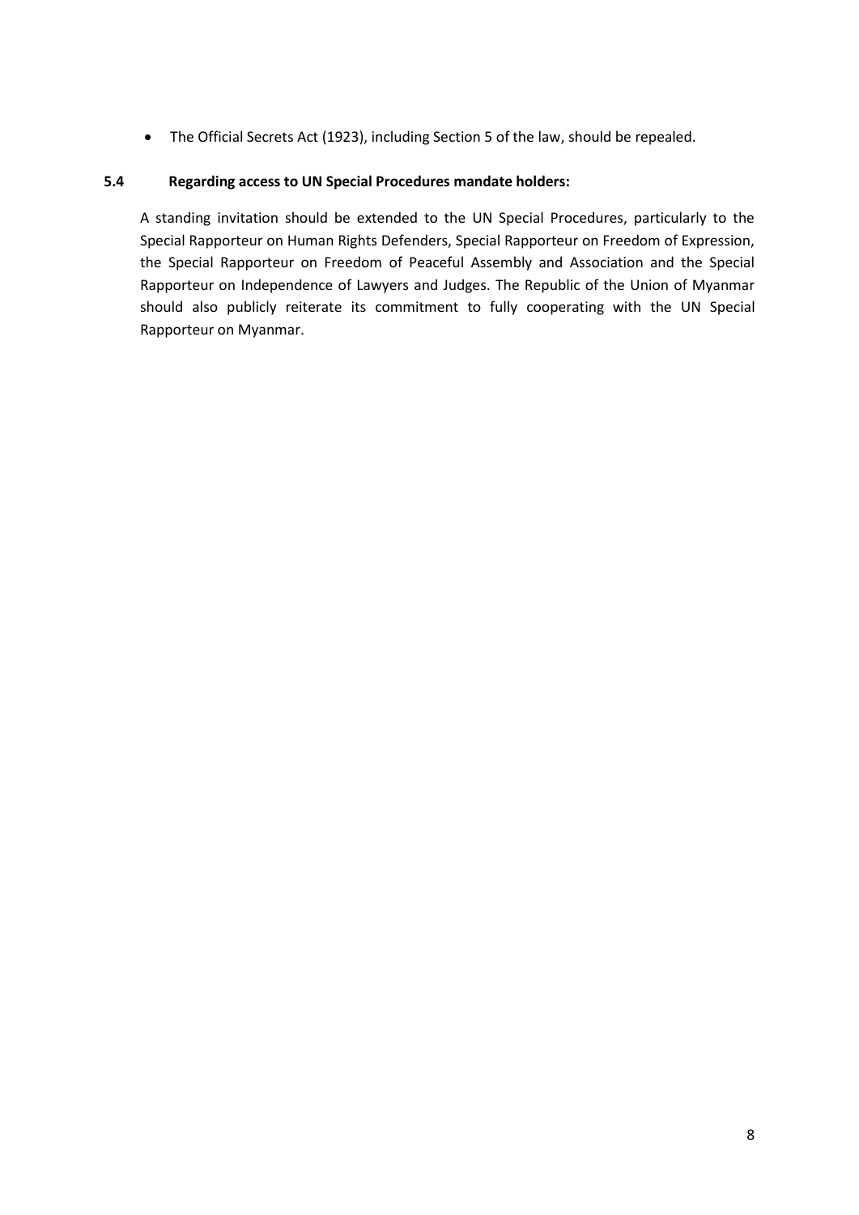- The Official Secrets Act (1923), including Section 5 of the law, should be repealed.

### 5.4 Regarding access to UN Special Procedures mandate holders:

A standing invitation should be extended to the UN Special Procedures, particularly to the Special Rapporteur on Human Rights Defenders, Special Rapporteur on Freedom of Expression, the Special Rapporteur on Freedom of Peaceful Assembly and Association and the Special Rapporteur on Independence of Lawyers and Judges. The Republic of the Union of Myanmar should also publicly reiterate its commitment to fully cooperating with the UN Special Rapporteur on Myanmar.